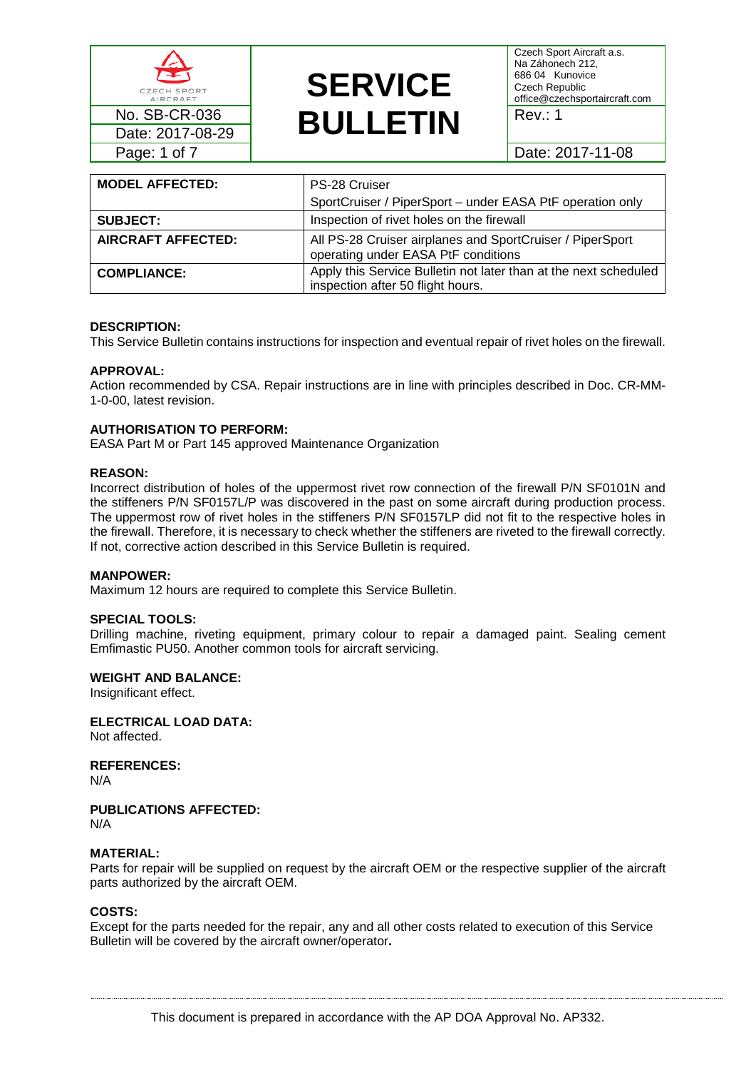| | **SERVICE BULLETIN** | Czech Sport Aircraft a.s.<br>Na Záhonech 212,<br>686 04 Kunovice<br>Czech Republic<br>office@czechsportaircraft.com |
|---|---|---|
| No. SB-CR-036 | | Rev.: 1 |
| Date: 2017-08-29 | | |
| | | Date: 2017-11-08 |

| **MODEL AFFECTED:** | PS-28 Cruiser<br>SportCruiser / PiperSport – under EASA PtF operation only |
|---|---|
| **SUBJECT:** | Inspection of rivet holes on the firewall |
| **AIRCRAFT AFFECTED:** | All PS-28 Cruiser airplanes and SportCruiser / PiperSport operating under EASA PtF conditions |
| **COMPLIANCE:** | Apply this Service Bulletin not later than at the next scheduled inspection after 50 flight hours. |

**DESCRIPTION:**
This Service Bulletin contains instructions for inspection and eventual repair of rivet holes on the firewall.

**APPROVAL:**
Action recommended by CSA. Repair instructions are in line with principles described in Doc. CR-MM-1-0-00, latest revision.

**AUTHORISATION TO PERFORM:**
EASA Part M or Part 145 approved Maintenance Organization

**REASON:**
Incorrect distribution of holes of the uppermost rivet row connection of the firewall P/N SF0101N and the stiffeners P/N SF0157L/P was discovered in the past on some aircraft during production process. The uppermost row of rivet holes in the stiffeners P/N SF0157LP did not fit to the respective holes in the firewall. Therefore, it is necessary to check whether the stiffeners are riveted to the firewall correctly. If not, corrective action described in this Service Bulletin is required.

**MANPOWER:**
Maximum 12 hours are required to complete this Service Bulletin.

**SPECIAL TOOLS:**
Drilling machine, riveting equipment, primary colour to repair a damaged paint. Sealing cement Emfimastic PU50. Another common tools for aircraft servicing.

**WEIGHT AND BALANCE:**
Insignificant effect.

**ELECTRICAL LOAD DATA:**
Not affected.

**REFERENCES:**
N/A

**PUBLICATIONS AFFECTED:**
N/A

**MATERIAL:**
Parts for repair will be supplied on request by the aircraft OEM or the respective supplier of the aircraft parts authorized by the aircraft OEM.

**COSTS:**
Except for the parts needed for the repair, any and all other costs related to execution of this Service Bulletin will be covered by the aircraft owner/operator**.**

This document is prepared in accordance with the AP DOA Approval No. AP332.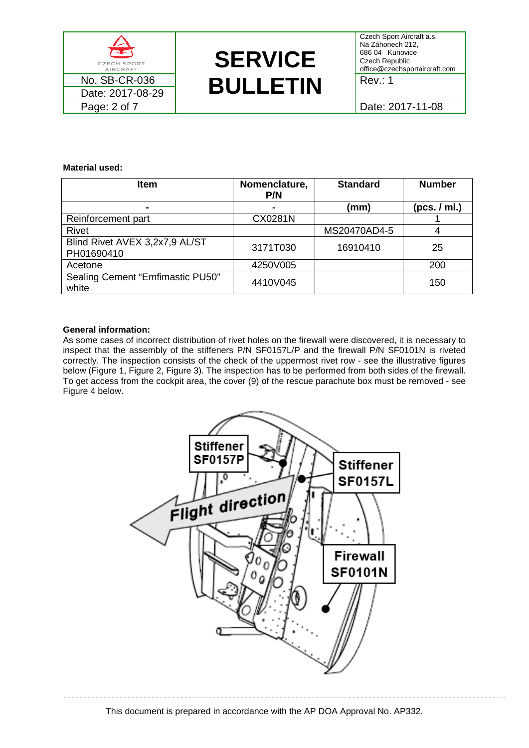**Material used:**

| Item | Nomenclature, P/N | Standard | Number |
|---|---|---|---|
| - | - | (mm) | (pcs. / ml.) |
| Reinforcement part | CX0281N | | 1 |
| Rivet | | MS20470AD4-5 | 4 |
| Blind Rivet AVEX 3,2x7,9 AL/ST PH01690410 | 3171T030 | 16910410 | 25 |
| Acetone | 4250V005 | | 200 |
| Sealing Cement "Emfimastic PU50" white | 4410V045 | | 150 |

**General information:**

As some cases of incorrect distribution of rivet holes on the firewall were discovered, it is necessary to inspect that the assembly of the stiffeners P/N SF0157L/P and the firewall P/N SF0101N is riveted correctly. The inspection consists of the check of the uppermost rivet row - see the illustrative figures below (Figure 1, Figure 2, Figure 3). The inspection has to be performed from both sides of the firewall. To get access from the cockpit area, the cover (9) of the rescue parachute box must be removed - see Figure 4 below.

This document is prepared in accordance with the AP DOA Approval No. AP332.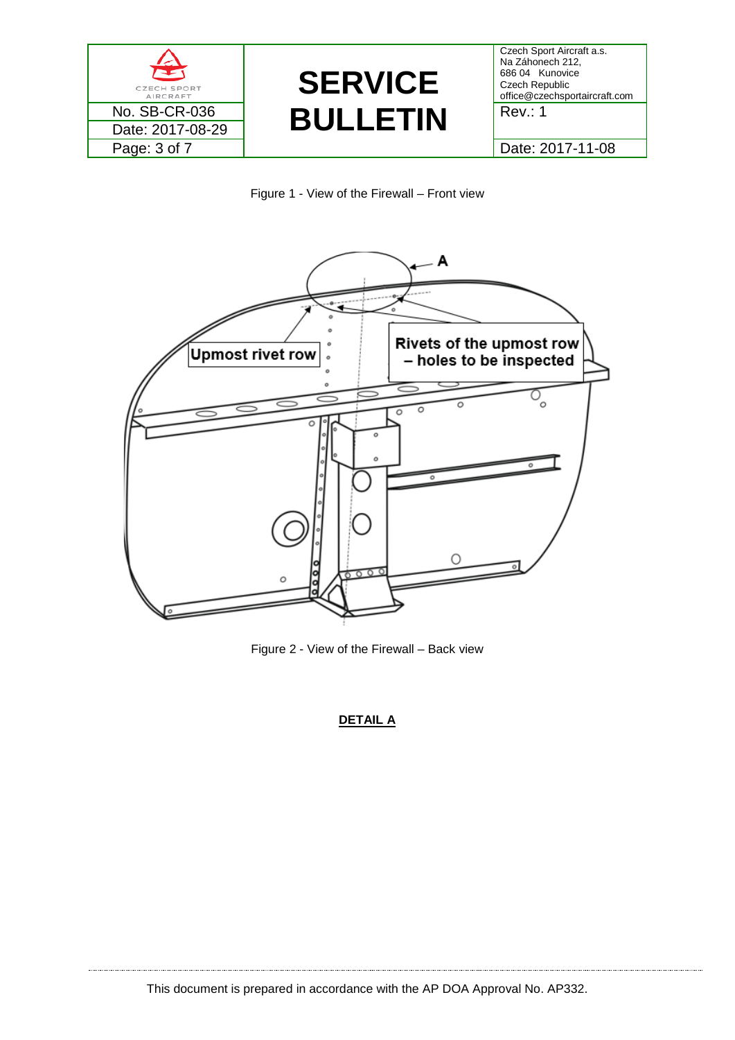Figure 1 - View of the Firewall – Front view

Figure 2 - View of the Firewall – Back view

**DETAIL A**

This document is prepared in accordance with the AP DOA Approval No. AP332.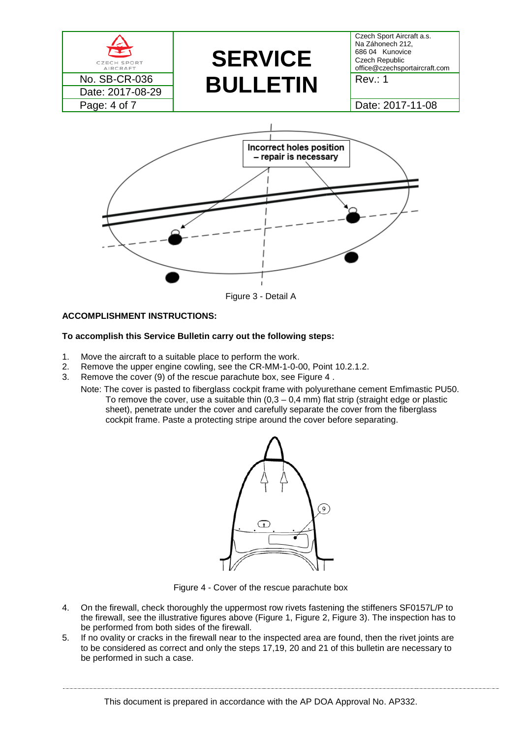Incorrect holes position – repair is necessary

Figure 3 - Detail A

**ACCOMPLISHMENT INSTRUCTIONS:**

**To accomplish this Service Bulletin carry out the following steps:**

1. Move the aircraft to a suitable place to perform the work.
2. Remove the upper engine cowling, see the CR-MM-1-0-00, Point 10.2.1.2.
3. Remove the cover (9) of the rescue parachute box, see Figure 4 .

   Note: The cover is pasted to fiberglass cockpit frame with polyurethane cement Emfimastic PU50. To remove the cover, use a suitable thin (0,3 – 0,4 mm) flat strip (straight edge or plastic sheet), penetrate under the cover and carefully separate the cover from the fiberglass cockpit frame. Paste a protecting stripe around the cover before separating.

Figure 4 - Cover of the rescue parachute box

4. On the firewall, check thoroughly the uppermost row rivets fastening the stiffeners SF0157L/P to the firewall, see the illustrative figures above (Figure 1, Figure 2, Figure 3). The inspection has to be performed from both sides of the firewall.
5. If no ovality or cracks in the firewall near to the inspected area are found, then the rivet joints are to be considered as correct and only the steps 17,19, 20 and 21 of this bulletin are necessary to be performed in such a case.

This document is prepared in accordance with the AP DOA Approval No. AP332.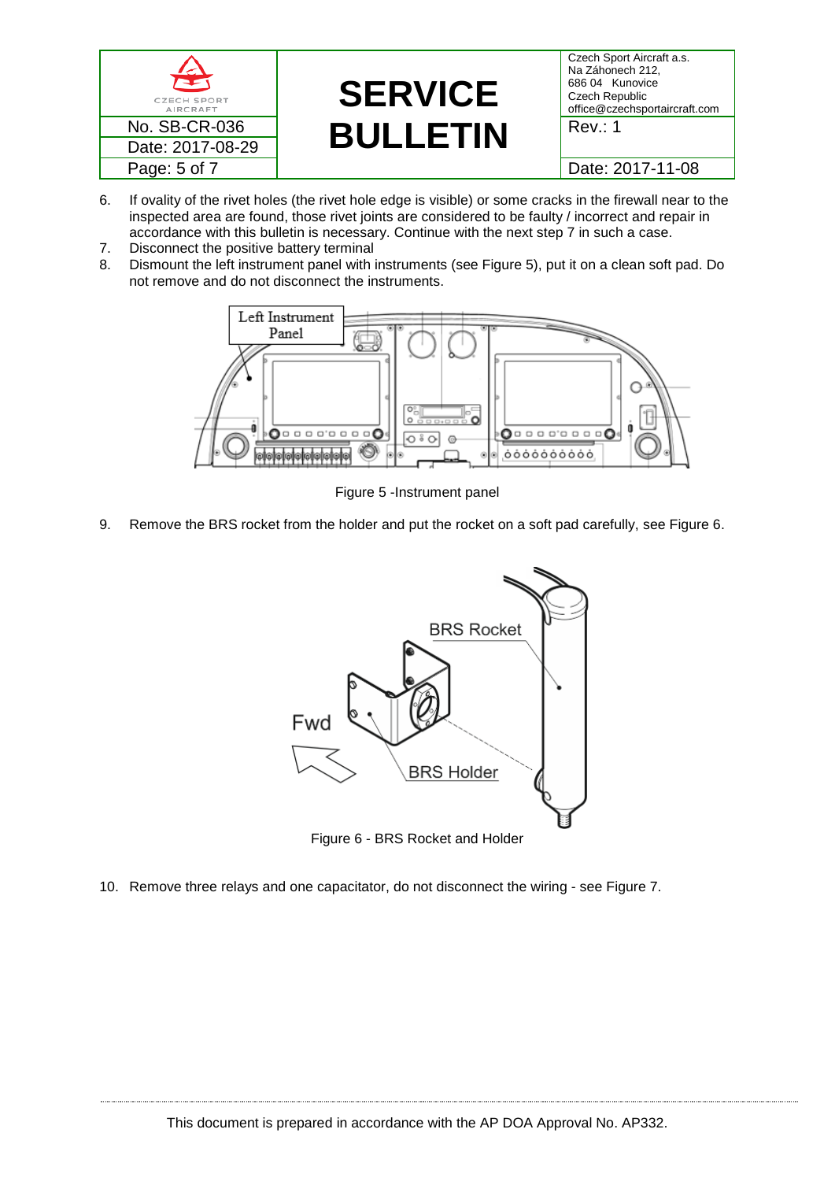6. If ovality of the rivet holes (the rivet hole edge is visible) or some cracks in the firewall near to the inspected area are found, those rivet joints are considered to be faulty / incorrect and repair in accordance with this bulletin is necessary. Continue with the next step 7 in such a case.
7. Disconnect the positive battery terminal
8. Dismount the left instrument panel with instruments (see Figure 5), put it on a clean soft pad. Do not remove and do not disconnect the instruments.

Figure 5 -Instrument panel

9. Remove the BRS rocket from the holder and put the rocket on a soft pad carefully, see Figure 6.

Figure 6 - BRS Rocket and Holder

10. Remove three relays and one capacitator, do not disconnect the wiring - see Figure 7.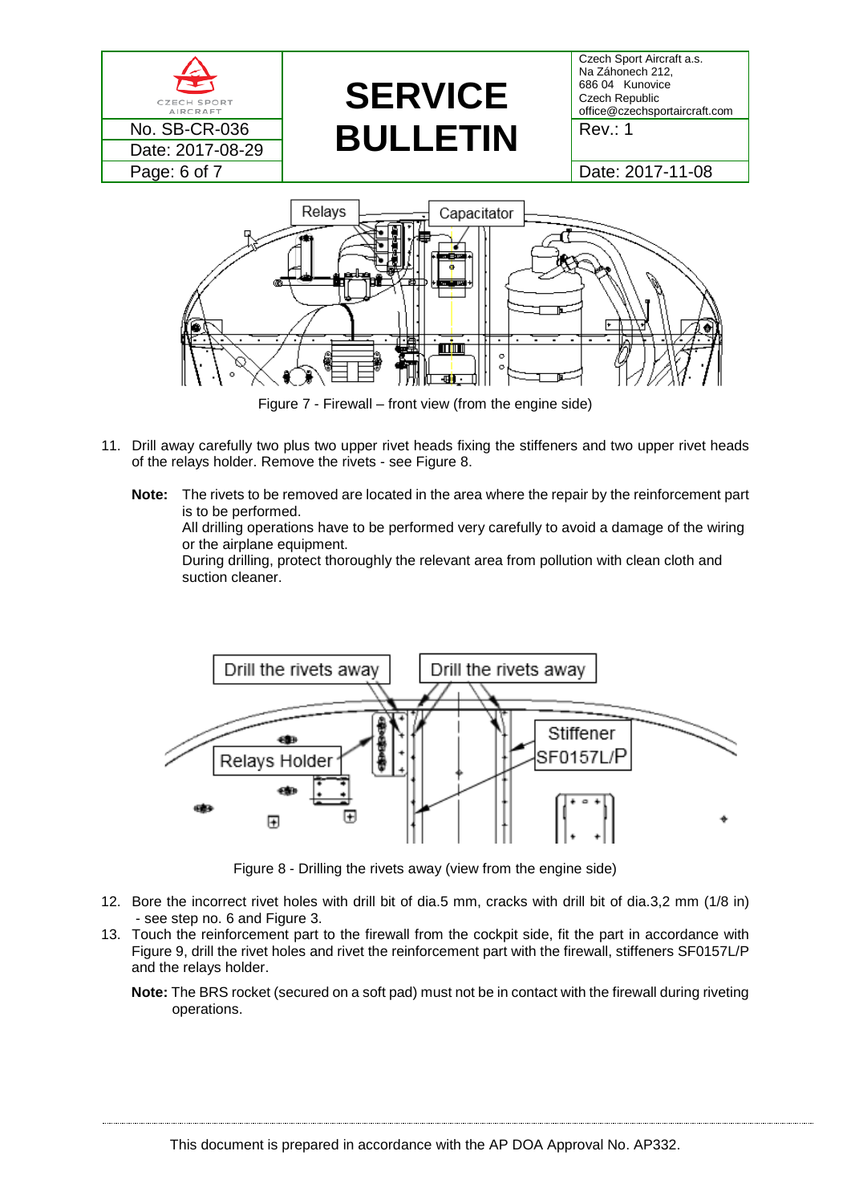Figure 7 - Firewall – front view (from the engine side)

11. Drill away carefully two plus two upper rivet heads fixing the stiffeners and two upper rivet heads of the relays holder. Remove the rivets - see Figure 8.

    **Note:** The rivets to be removed are located in the area where the repair by the reinforcement part is to be performed.
    All drilling operations have to be performed very carefully to avoid a damage of the wiring or the airplane equipment.
    During drilling, protect thoroughly the relevant area from pollution with clean cloth and suction cleaner.

Figure 8 - Drilling the rivets away (view from the engine side)

12. Bore the incorrect rivet holes with drill bit of dia.5 mm, cracks with drill bit of dia.3,2 mm (1/8 in) - see step no. 6 and Figure 3.
13. Touch the reinforcement part to the firewall from the cockpit side, fit the part in accordance with Figure 9, drill the rivet holes and rivet the reinforcement part with the firewall, stiffeners SF0157L/P and the relays holder.

    **Note:** The BRS rocket (secured on a soft pad) must not be in contact with the firewall during riveting operations.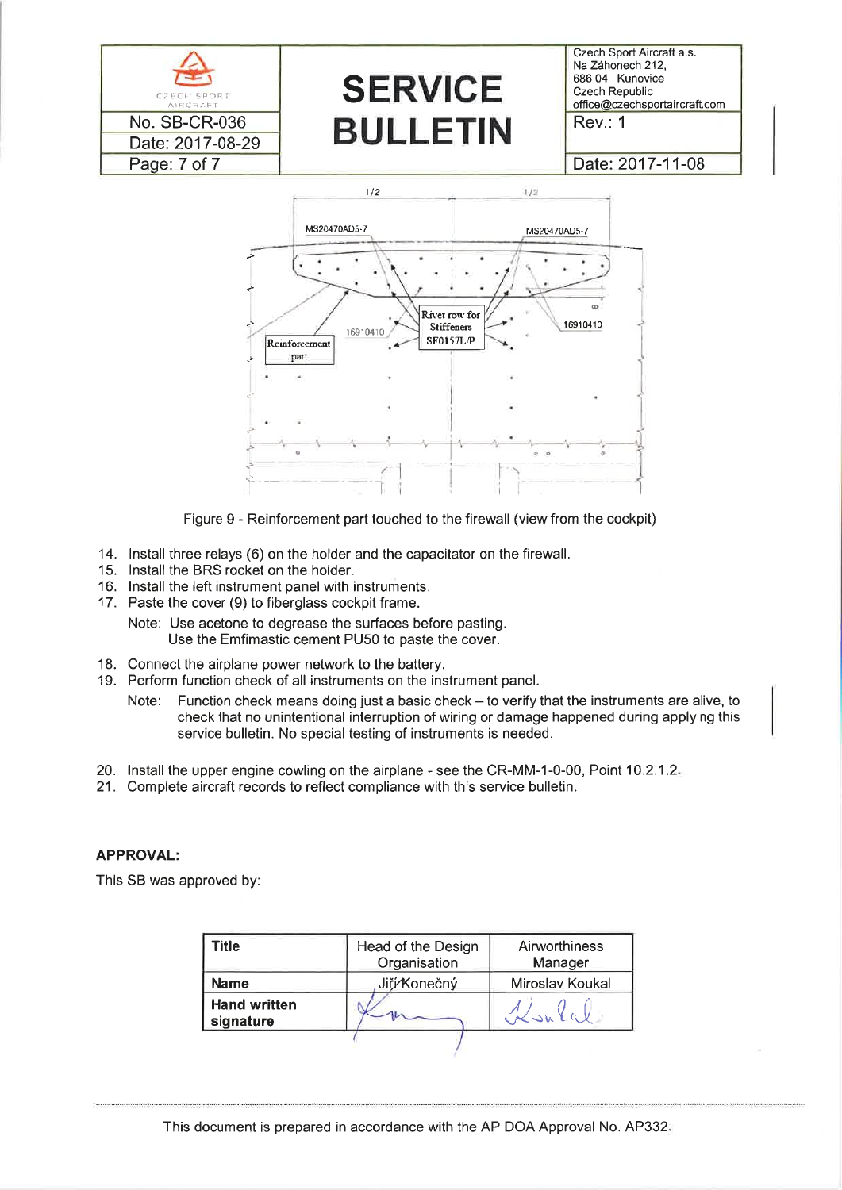1/2 1/2

MS20470AD5-7

MS20470AD5-7

Rivet row for Stiffeners SF0157L/P

16910410

16910410

Reinforcement part

Figure 9 - Reinforcement part touched to the firewall (view from the cockpit)

14. Install three relays (6) on the holder and the capacitator on the firewall.
15. Install the BRS rocket on the holder.
16. Install the left instrument panel with instruments.
17. Paste the cover (9) to fiberglass cockpit frame.

    Note: Use acetone to degrease the surfaces before pasting.
    Use the Emfimastic cement PU50 to paste the cover.

18. Connect the airplane power network to the battery.
19. Perform function check of all instruments on the instrument panel.

    Note: Function check means doing just a basic check – to verify that the instruments are alive, to check that no unintentional interruption of wiring or damage happened during applying this service bulletin. No special testing of instruments is needed.

20. Install the upper engine cowling on the airplane - see the CR-MM-1-0-00, Point 10.2.1.2.
21. Complete aircraft records to reflect compliance with this service bulletin.

**APPROVAL:**

This SB was approved by:

| **Title** | Head of the Design Organisation | Airworthiness Manager |
| --- | --- | --- |
| **Name** | Jiří Konečný | Miroslav Koukal |
| **Hand written signature** | | |

This document is prepared in accordance with the AP DOA Approval No. AP332.